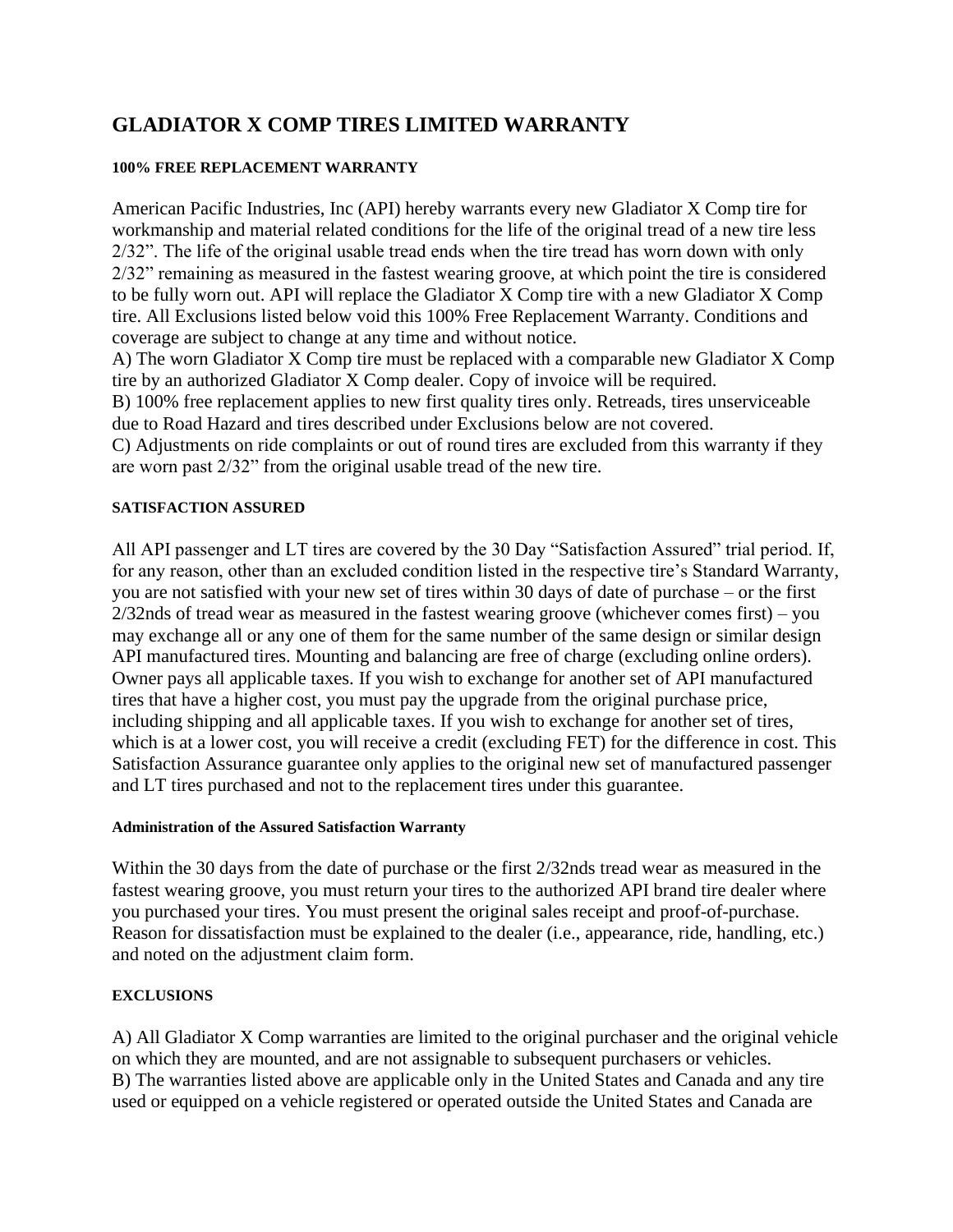# GLADIATOR X COMP TIRES LIMITED WARRANTY

#### 100% FREE REPLACEMENT WARRANTY

American Pacific Industries, Inc (API) hereby warrants every new Gladiator X Comp tire for workmanship and material related conditions for the life of the original tread of a new tire less 2/32". The life of the original usable tread ends when the tire tread has worn down with only 2/32" remaining as measured in the fastest wearing groove, at which point the tire is considered to be fully worn out. API will replace the Gladiator X Comp tire with a new Gladiator X Comp tire. All Exclusions listed below void this 100% Free Replacement Warranty. Conditions and coverage are subject to change at any time and without notice.

A) The worn Gladiator X Comp tire must be replaced with a comparable new Gladiator X Comp tire by an authorized Gladiator X Comp dealer. Copy of invoice will be required.

B) 100% free replacement applies to new first quality tires only. Retreads, tires unserviceable due to Road Hazard and tires described under Exclusions below are not covered.

C) Adjustments on ride complaints or out of round tires are excluded from this warranty if they are worn past 2/32" from the original usable tread of the new tire.

#### SATISFACTION ASSURED

All API passenger and LT tires are covered by the 30 Day "Satisfaction Assured" trial period. If, for any reason, other than an excluded condition listed in the respective tire's Standard Warranty, you are not satisfied with your new set of tires within 30 days of date of purchase – or the first 2/32nds of tread wear as measured in the fastest wearing groove (whichever comes first) – you may exchange all or any one of them for the same number of the same design or similar design API manufactured tires. Mounting and balancing are free of charge (excluding online orders). Owner pays all applicable taxes. If you wish to exchange for another set of API manufactured tires that have a higher cost, you must pay the upgrade from the original purchase price, including shipping and all applicable taxes. If you wish to exchange for another set of tires, which is at a lower cost, you will receive a credit (excluding FET) for the difference in cost. This Satisfaction Assurance guarantee only applies to the original new set of manufactured passenger and LT tires purchased and not to the replacement tires under this guarantee.

#### Administration of the Assured Satisfaction Warranty

Within the 30 days from the date of purchase or the first 2/32nds tread wear as measured in the fastest wearing groove, you must return your tires to the authorized API brand tire dealer where you purchased your tires. You must present the original sales receipt and proof-of-purchase. Reason for dissatisfaction must be explained to the dealer (i.e., appearance, ride, handling, etc.) and noted on the adjustment claim form.

#### EXCLUSIONS

A) All Gladiator X Comp warranties are limited to the original purchaser and the original vehicle on which they are mounted, and are not assignable to subsequent purchasers or vehicles.

B) The warranties listed above are applicable only in the United States and Canada and any tire used or equipped on a vehicle registered or operated outside the United States and Canada are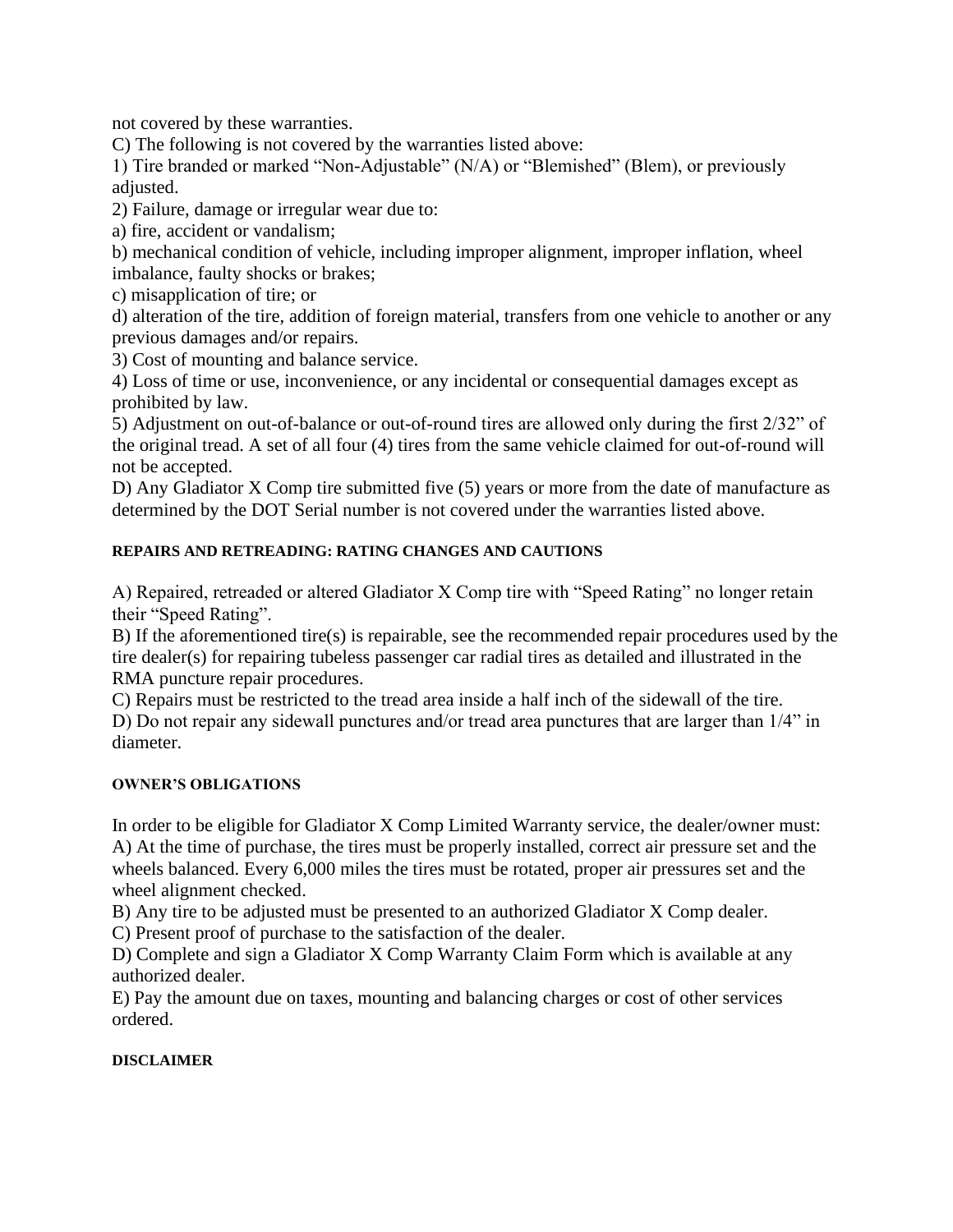not covered by these warranties.

C) The following is not covered by the warranties listed above:

1) Tire branded or marked "Non-Adjustable" (N/A) or "Blemished" (Blem), or previously adjusted.

2) Failure, damage or irregular wear due to:

a) fire, accident or vandalism;

b) mechanical condition of vehicle, including improper alignment, improper inflation, wheel imbalance, faulty shocks or brakes;

c) misapplication of tire; or

d) alteration of the tire, addition of foreign material, transfers from one vehicle to another or any previous damages and/or repairs.

3) Cost of mounting and balance service.

4) Loss of time or use, inconvenience, or any incidental or consequential damages except as prohibited by law.

5) Adjustment on out-of-balance or out-of-round tires are allowed only during the first 2/32" of the original tread. A set of all four (4) tires from the same vehicle claimed for out-of-round will not be accepted.

D) Any Gladiator X Comp tire submitted five (5) years or more from the date of manufacture as determined by the DOT Serial number is not covered under the warranties listed above.

#### REPAIRS AND RETREADING: RATING CHANGES AND CAUTIONS

A) Repaired, retreaded or altered Gladiator X Comp tire with "Speed Rating" no longer retain their "Speed Rating".

B) If the aforementioned tire(s) is repairable, see the recommended repair procedures used by the tire dealer(s) for repairing tubeless passenger car radial tires as detailed and illustrated in the RMA puncture repair procedures.

C) Repairs must be restricted to the tread area inside a half inch of the sidewall of the tire.

D) Do not repair any sidewall punctures and/or tread area punctures that are larger than 1/4" in diameter.

#### OWNER'S OBLIGATIONS

In order to be eligible for Gladiator X Comp Limited Warranty service, the dealer/owner must:

A) At the time of purchase, the tires must be properly installed, correct air pressure set and the wheels balanced. Every 6,000 miles the tires must be rotated, proper air pressures set and the wheel alignment checked.

B) Any tire to be adjusted must be presented to an authorized Gladiator X Comp dealer.

C) Present proof of purchase to the satisfaction of the dealer.

D) Complete and sign a Gladiator X Comp Warranty Claim Form which is available at any authorized dealer.

E) Pay the amount due on taxes, mounting and balancing charges or cost of other services ordered.

#### DISCLAIMER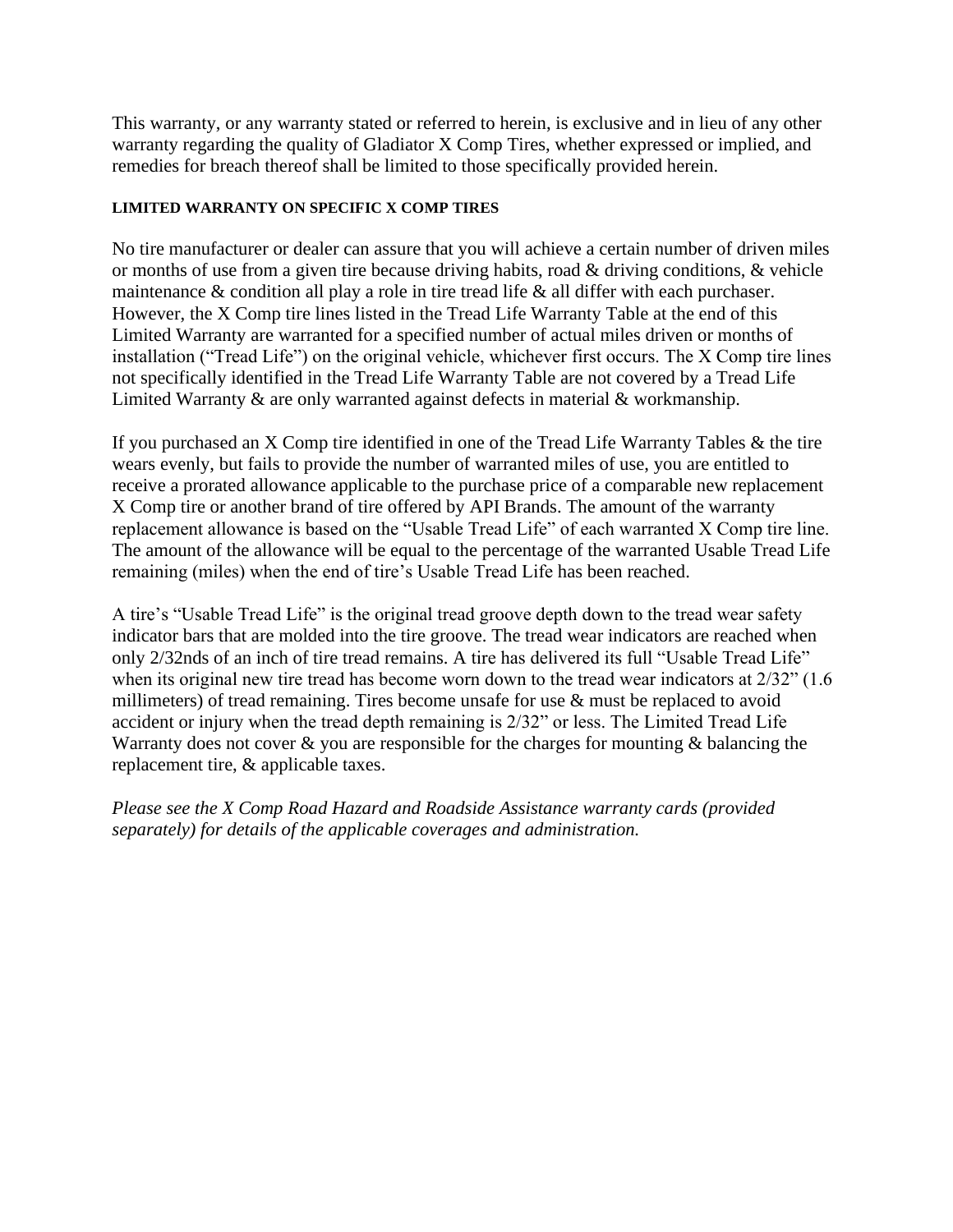This warranty, or any warranty stated or referred to herein, is exclusive and in lieu of any other warranty regarding the quality of Gladiator X Comp Tires, whether expressed or implied, and remedies for breach thereof shall be limited to those specifically provided herein.

**LIMITED WARRANTY ON SPECIFIC X COMP TIRES**

No tire manufacturer or dealer can assure that you will achieve a certain number of driven miles or months of use from a given tire because driving habits, road & driving conditions, & vehicle maintenance & condition all play a role in tire tread life & all differ with each purchaser. However, the X Comp tire lines listed in the Tread Life Warranty Table at the end of this Limited Warranty are warranted for a specified number of actual miles driven or months of installation ("Tread Life") on the original vehicle, whichever first occurs. The X Comp tire lines not specifically identified in the Tread Life Warranty Table are not covered by a Tread Life Limited Warranty & are only warranted against defects in material & workmanship.

If you purchased an X Comp tire identified in one of the Tread Life Warranty Tables & the tire wears evenly, but fails to provide the number of warranted miles of use, you are entitled to receive a prorated allowance applicable to the purchase price of a comparable new replacement X Comp tire or another brand of tire offered by API Brands. The amount of the warranty replacement allowance is based on the "Usable Tread Life" of each warranted X Comp tire line. The amount of the allowance will be equal to the percentage of the warranted Usable Tread Life remaining (miles) when the end of tire's Usable Tread Life has been reached.

A tire's "Usable Tread Life" is the original tread groove depth down to the tread wear safety indicator bars that are molded into the tire groove. The tread wear indicators are reached when only 2/32nds of an inch of tire tread remains. A tire has delivered its full "Usable Tread Life" when its original new tire tread has become worn down to the tread wear indicators at 2/32" (1.6 millimeters) of tread remaining. Tires become unsafe for use & must be replaced to avoid accident or injury when the tread depth remaining is 2/32" or less. The Limited Tread Life Warranty does not cover & you are responsible for the charges for mounting & balancing the replacement tire, & applicable taxes.

*Please see the X Comp Road Hazard and Roadside Assistance warranty cards (provided separately) for details of the applicable coverages and administration.*